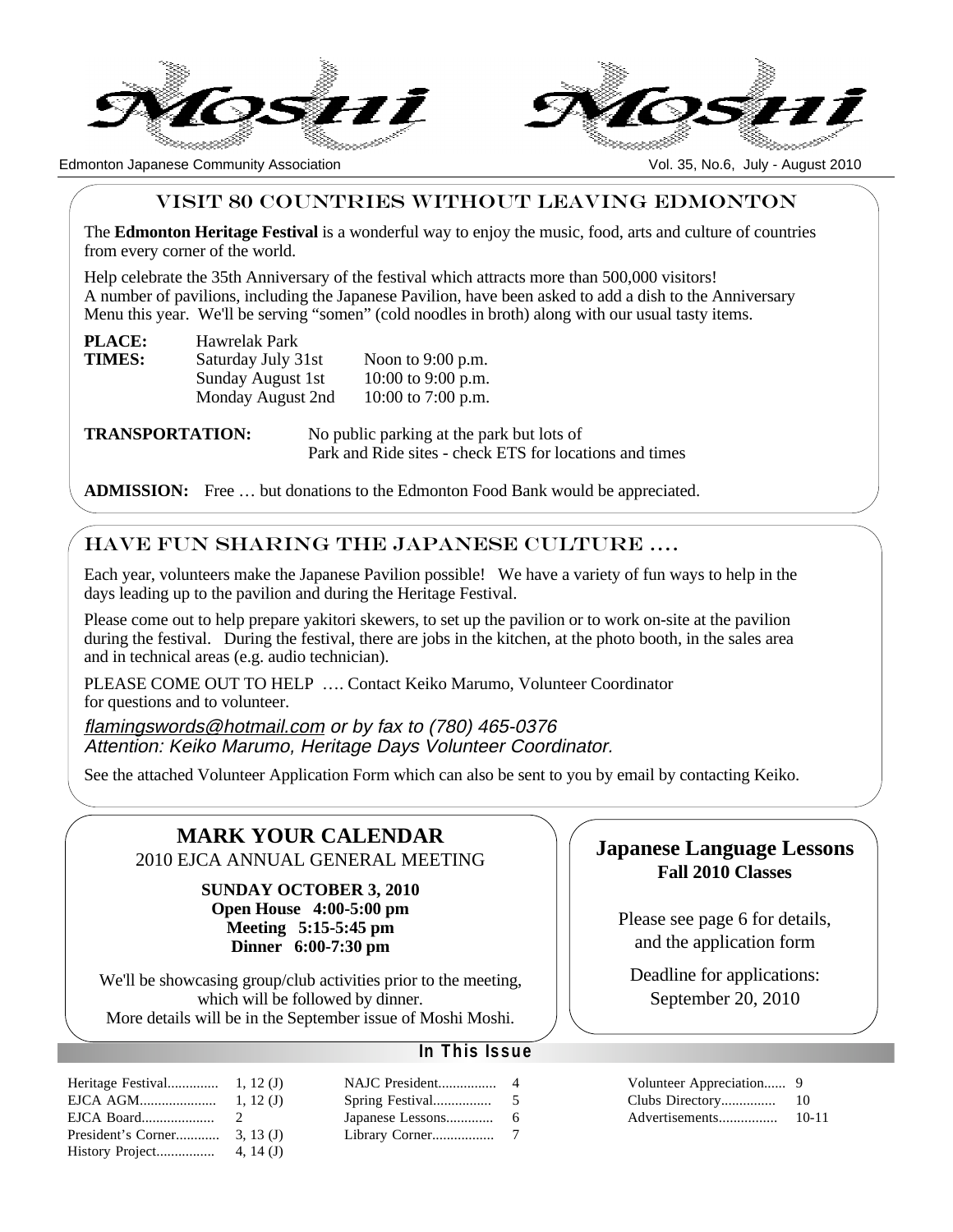# Moshi Moshi

Edmonton Japanese Community Association

Vol. 35, No.6, July - August 2010

## VISIT 80 COUNTRIES WITHOUT LEAVING EDMONTON

The **Edmonton Heritage Festival** is a wonderful way to enjoy the music, food, arts and culture of countries from every corner of the world.

Help celebrate the 35th Anniversary of the festival which attracts more than 500,000 visitors!
A number of pavilions, including the Japanese Pavilion, have been asked to add a dish to the Anniversary Menu this year. We'll be serving "somen" (cold noodles in broth) along with our usual tasty items.

**PLACE:** Hawrelak Park

**TIMES:**

| | |
|---|---|
| Saturday July 31st | Noon to 9:00 p.m. |
| Sunday August 1st | 10:00 to 9:00 p.m. |
| Monday August 2nd | 10:00 to 7:00 p.m. |

**TRANSPORTATION:** No public parking at the park but lots of Park and Ride sites - check ETS for locations and times

**ADMISSION:** Free … but donations to the Edmonton Food Bank would be appreciated.

## HAVE FUN SHARING THE JAPANESE CULTURE ….

Each year, volunteers make the Japanese Pavilion possible! We have a variety of fun ways to help in the days leading up to the pavilion and during the Heritage Festival.

Please come out to help prepare yakitori skewers, to set up the pavilion or to work on-site at the pavilion during the festival. During the festival, there are jobs in the kitchen, at the photo booth, in the sales area and in technical areas (e.g. audio technician).

PLEASE COME OUT TO HELP …. Contact Keiko Marumo, Volunteer Coordinator for questions and to volunteer.

*flamingswords@hotmail.com or by fax to (780) 465-0376*
*Attention: Keiko Marumo, Heritage Days Volunteer Coordinator.*

See the attached Volunteer Application Form which can also be sent to you by email by contacting Keiko.

## MARK YOUR CALENDAR

2010 EJCA ANNUAL GENERAL MEETING

**SUNDAY OCTOBER 3, 2010**
**Open House 4:00-5:00 pm**
**Meeting 5:15-5:45 pm**
**Dinner 6:00-7:30 pm**

We'll be showcasing group/club activities prior to the meeting, which will be followed by dinner.
More details will be in the September issue of Moshi Moshi.

## Japanese Language Lessons

**Fall 2010 Classes**

Please see page 6 for details, and the application form

Deadline for applications: September 20, 2010

### In This Issue

| | |
|---|---|
| Heritage Festival | 1, 12 (J) |
| EJCA AGM | 1, 12 (J) |
| EJCA Board | 2 |
| President's Corner | 3, 13 (J) |
| History Project | 4, 14 (J) |
| NAJC President | 4 |
| Spring Festival | 5 |
| Japanese Lessons | 6 |
| Library Corner | 7 |
| Volunteer Appreciation | 9 |
| Clubs Directory | 10 |
| Advertisements | 10-11 |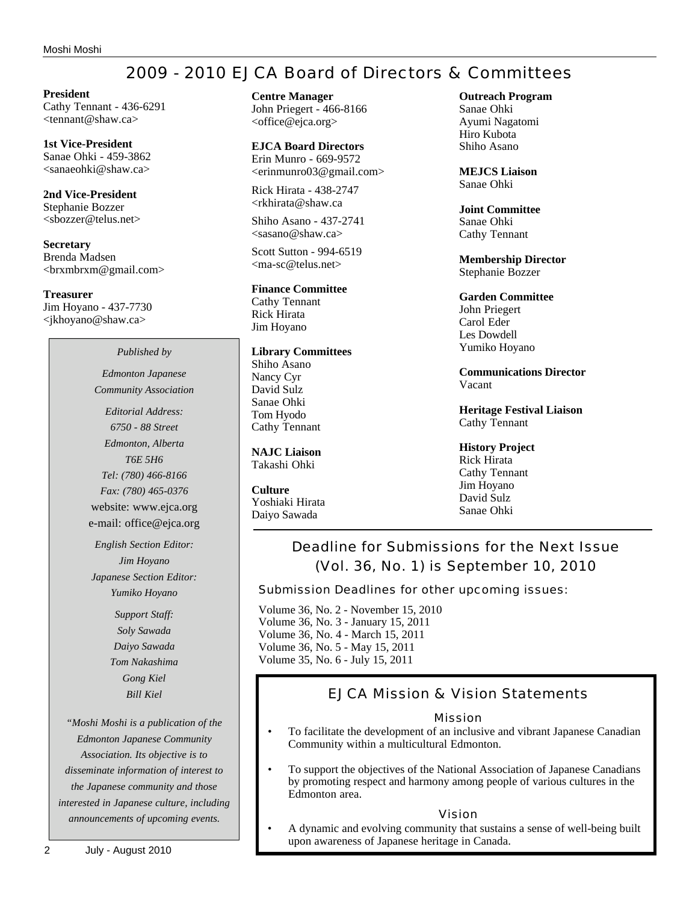# 2009 - 2010 EJCA Board of Directors & Committees

**President**
Cathy Tennant - 436-6291
<tennant@shaw.ca>

**1st Vice-President**
Sanae Ohki - 459-3862
<sanaeohki@shaw.ca>

**2nd Vice-President**
Stephanie Bozzer
<sbozzer@telus.net>

**Secretary**
Brenda Madsen
<brxmbrxm@gmail.com>

**Treasurer**
Jim Hoyano - 437-7730
<jkhoyano@shaw.ca>

*Published by*

*Edmonton Japanese Community Association*

*Editorial Address:*
*6750 - 88 Street*
*Edmonton, Alberta*
*T6E 5H6*
*Tel: (780) 466-8166*
*Fax: (780) 465-0376*
website: www.ejca.org
e-mail: office@ejca.org

*English Section Editor:*
*Jim Hoyano*
*Japanese Section Editor:*
*Yumiko Hoyano*

*Support Staff:*
*Soly Sawada*
*Daiyo Sawada*
*Tom Nakashima*
*Gong Kiel*
*Bill Kiel*

*"Moshi Moshi is a publication of the Edmonton Japanese Community Association. Its objective is to disseminate information of interest to the Japanese community and those interested in Japanese culture, including announcements of upcoming events.*

**Centre Manager**
John Priegert - 466-8166
<office@ejca.org>

**EJCA Board Directors**
Erin Munro - 669-9572
<erinmunro03@gmail.com>

Rick Hirata - 438-2747
<rkhirata@shaw.ca

Shiho Asano - 437-2741
<sasano@shaw.ca>

Scott Sutton - 994-6519
<ma-sc@telus.net>

**Finance Committee**
Cathy Tennant
Rick Hirata
Jim Hoyano

**Library Committees**
Shiho Asano
Nancy Cyr
David Sulz
Sanae Ohki
Tom Hyodo
Cathy Tennant

**NAJC Liaison**
Takashi Ohki

**Culture**
Yoshiaki Hirata
Daiyo Sawada

**Outreach Program**
Sanae Ohki
Ayumi Nagatomi
Hiro Kubota
Shiho Asano

**MEJCS Liaison**
Sanae Ohki

**Joint Committee**
Sanae Ohki
Cathy Tennant

**Membership Director**
Stephanie Bozzer

**Garden Committee**
John Priegert
Carol Eder
Les Dowdell
Yumiko Hoyano

**Communications Director**
Vacant

**Heritage Festival Liaison**
Cathy Tennant

**History Project**
Rick Hirata
Cathy Tennant
Jim Hoyano
David Sulz
Sanae Ohki

## Deadline for Submissions for the Next Issue (Vol. 36, No. 1) is September 10, 2010

### Submission Deadlines for other upcoming issues:

Volume 36, No. 2 - November 15, 2010
Volume 36, No. 3 - January 15, 2011
Volume 36, No. 4 - March 15, 2011
Volume 36, No. 5 - May 15, 2011
Volume 35, No. 6 - July 15, 2011

## EJCA Mission & Vision Statements

### Mission

- To facilitate the development of an inclusive and vibrant Japanese Canadian Community within a multicultural Edmonton.
- To support the objectives of the National Association of Japanese Canadians by promoting respect and harmony among people of various cultures in the Edmonton area.

### Vision

- A dynamic and evolving community that sustains a sense of well-being built upon awareness of Japanese heritage in Canada.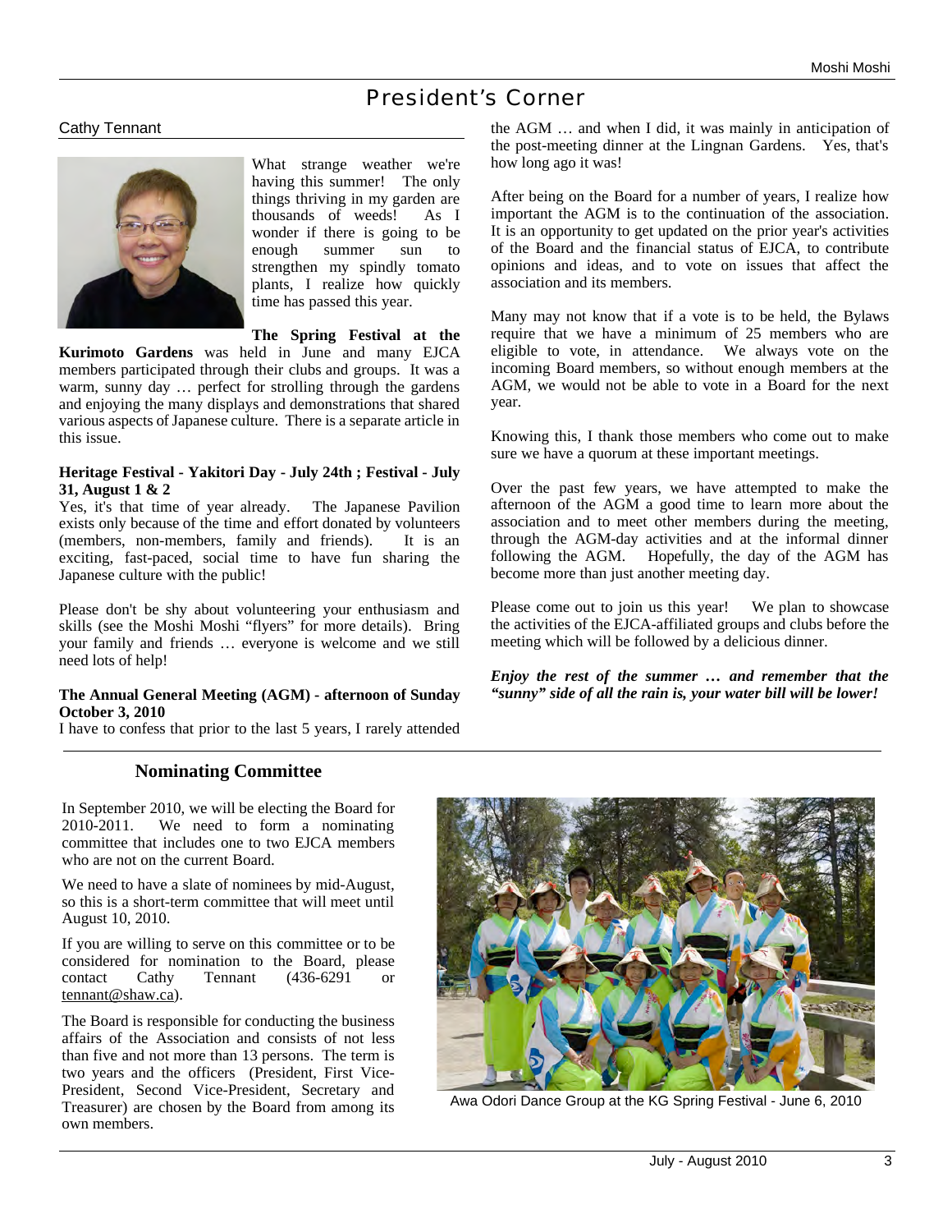# President's Corner

Cathy Tennant

What strange weather we're having this summer! The only things thriving in my garden are thousands of weeds! As I wonder if there is going to be enough summer sun to strengthen my spindly tomato plants, I realize how quickly time has passed this year.

**The Spring Festival at the Kurimoto Gardens** was held in June and many EJCA members participated through their clubs and groups. It was a warm, sunny day … perfect for strolling through the gardens and enjoying the many displays and demonstrations that shared various aspects of Japanese culture. There is a separate article in this issue.

**Heritage Festival - Yakitori Day - July 24th ; Festival - July 31, August 1 & 2**

Yes, it's that time of year already. The Japanese Pavilion exists only because of the time and effort donated by volunteers (members, non-members, family and friends). It is an exciting, fast-paced, social time to have fun sharing the Japanese culture with the public!

Please don't be shy about volunteering your enthusiasm and skills (see the Moshi Moshi "flyers" for more details). Bring your family and friends … everyone is welcome and we still need lots of help!

**The Annual General Meeting (AGM) - afternoon of Sunday October 3, 2010**

I have to confess that prior to the last 5 years, I rarely attended the AGM … and when I did, it was mainly in anticipation of the post-meeting dinner at the Lingnan Gardens. Yes, that's how long ago it was!

After being on the Board for a number of years, I realize how important the AGM is to the continuation of the association. It is an opportunity to get updated on the prior year's activities of the Board and the financial status of EJCA, to contribute opinions and ideas, and to vote on issues that affect the association and its members.

Many may not know that if a vote is to be held, the Bylaws require that we have a minimum of 25 members who are eligible to vote, in attendance. We always vote on the incoming Board members, so without enough members at the AGM, we would not be able to vote in a Board for the next year.

Knowing this, I thank those members who come out to make sure we have a quorum at these important meetings.

Over the past few years, we have attempted to make the afternoon of the AGM a good time to learn more about the association and to meet other members during the meeting, through the AGM-day activities and at the informal dinner following the AGM. Hopefully, the day of the AGM has become more than just another meeting day.

Please come out to join us this year! We plan to showcase the activities of the EJCA-affiliated groups and clubs before the meeting which will be followed by a delicious dinner.

***Enjoy the rest of the summer … and remember that the "sunny" side of all the rain is, your water bill will be lower!***

## Nominating Committee

In September 2010, we will be electing the Board for 2010-2011. We need to form a nominating committee that includes one to two EJCA members who are not on the current Board.

We need to have a slate of nominees by mid-August, so this is a short-term committee that will meet until August 10, 2010.

If you are willing to serve on this committee or to be considered for nomination to the Board, please contact Cathy Tennant (436-6291 or tennant@shaw.ca).

The Board is responsible for conducting the business affairs of the Association and consists of not less than five and not more than 13 persons. The term is two years and the officers (President, First Vice-President, Second Vice-President, Secretary and Treasurer) are chosen by the Board from among its own members.

Awa Odori Dance Group at the KG Spring Festival - June 6, 2010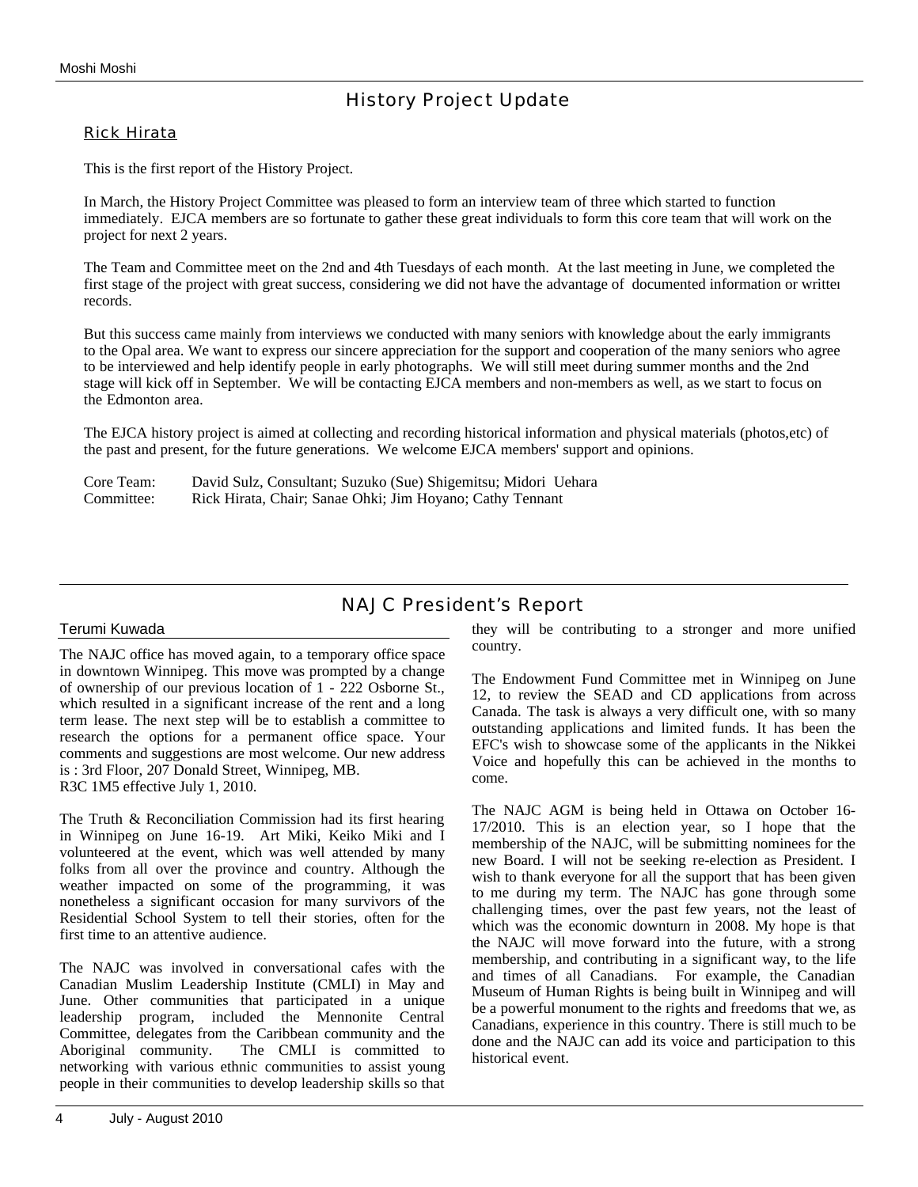## History Project Update

### Rick Hirata

This is the first report of the History Project.

In March, the History Project Committee was pleased to form an interview team of three which started to function immediately. EJCA members are so fortunate to gather these great individuals to form this core team that will work on the project for next 2 years.

The Team and Committee meet on the 2nd and 4th Tuesdays of each month. At the last meeting in June, we completed the first stage of the project with great success, considering we did not have the advantage of documented information or written records.

But this success came mainly from interviews we conducted with many seniors with knowledge about the early immigrants to the Opal area. We want to express our sincere appreciation for the support and cooperation of the many seniors who agree to be interviewed and help identify people in early photographs. We will still meet during summer months and the 2nd stage will kick off in September. We will be contacting EJCA members and non-members as well, as we start to focus on the Edmonton area.

The EJCA history project is aimed at collecting and recording historical information and physical materials (photos,etc) of the past and present, for the future generations. We welcome EJCA members' support and opinions.

Core Team: David Sulz, Consultant; Suzuko (Sue) Shigemitsu; Midori Uehara
Committee: Rick Hirata, Chair; Sanae Ohki; Jim Hoyano; Cathy Tennant

## NAJC President's Report

### Terumi Kuwada

The NAJC office has moved again, to a temporary office space in downtown Winnipeg. This move was prompted by a change of ownership of our previous location of 1 - 222 Osborne St., which resulted in a significant increase of the rent and a long term lease. The next step will be to establish a committee to research the options for a permanent office space. Your comments and suggestions are most welcome. Our new address is : 3rd Floor, 207 Donald Street, Winnipeg, MB. R3C 1M5 effective July 1, 2010.

The Truth & Reconciliation Commission had its first hearing in Winnipeg on June 16-19. Art Miki, Keiko Miki and I volunteered at the event, which was well attended by many folks from all over the province and country. Although the weather impacted on some of the programming, it was nonetheless a significant occasion for many survivors of the Residential School System to tell their stories, often for the first time to an attentive audience.

The NAJC was involved in conversational cafes with the Canadian Muslim Leadership Institute (CMLI) in May and June. Other communities that participated in a unique leadership program, included the Mennonite Central Committee, delegates from the Caribbean community and the Aboriginal community. The CMLI is committed to networking with various ethnic communities to assist young people in their communities to develop leadership skills so that they will be contributing to a stronger and more unified country.

The Endowment Fund Committee met in Winnipeg on June 12, to review the SEAD and CD applications from across Canada. The task is always a very difficult one, with so many outstanding applications and limited funds. It has been the EFC's wish to showcase some of the applicants in the Nikkei Voice and hopefully this can be achieved in the months to come.

The NAJC AGM is being held in Ottawa on October 16-17/2010. This is an election year, so I hope that the membership of the NAJC, will be submitting nominees for the new Board. I will not be seeking re-election as President. I wish to thank everyone for all the support that has been given to me during my term. The NAJC has gone through some challenging times, over the past few years, not the least of which was the economic downturn in 2008. My hope is that the NAJC will move forward into the future, with a strong membership, and contributing in a significant way, to the life and times of all Canadians. For example, the Canadian Museum of Human Rights is being built in Winnipeg and will be a powerful monument to the rights and freedoms that we, as Canadians, experience in this country. There is still much to be done and the NAJC can add its voice and participation to this historical event.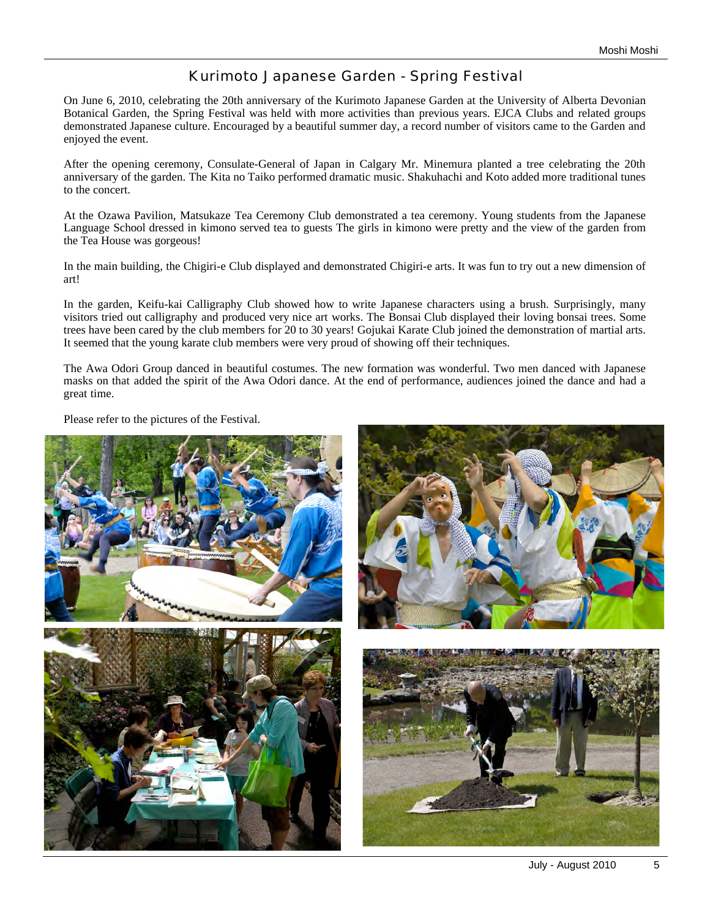## Kurimoto Japanese Garden - Spring Festival

On June 6, 2010, celebrating the 20th anniversary of the Kurimoto Japanese Garden at the University of Alberta Devonian Botanical Garden, the Spring Festival was held with more activities than previous years. EJCA Clubs and related groups demonstrated Japanese culture. Encouraged by a beautiful summer day, a record number of visitors came to the Garden and enjoyed the event.

After the opening ceremony, Consulate-General of Japan in Calgary Mr. Minemura planted a tree celebrating the 20th anniversary of the garden. The Kita no Taiko performed dramatic music. Shakuhachi and Koto added more traditional tunes to the concert.

At the Ozawa Pavilion, Matsukaze Tea Ceremony Club demonstrated a tea ceremony. Young students from the Japanese Language School dressed in kimono served tea to guests The girls in kimono were pretty and the view of the garden from the Tea House was gorgeous!

In the main building, the Chigiri-e Club displayed and demonstrated Chigiri-e arts. It was fun to try out a new dimension of art!

In the garden, Keifu-kai Calligraphy Club showed how to write Japanese characters using a brush. Surprisingly, many visitors tried out calligraphy and produced very nice art works. The Bonsai Club displayed their loving bonsai trees. Some trees have been cared by the club members for 20 to 30 years! Gojukai Karate Club joined the demonstration of martial arts. It seemed that the young karate club members were very proud of showing off their techniques.

The Awa Odori Group danced in beautiful costumes. The new formation was wonderful. Two men danced with Japanese masks on that added the spirit of the Awa Odori dance. At the end of performance, audiences joined the dance and had a great time.

Please refer to the pictures of the Festival.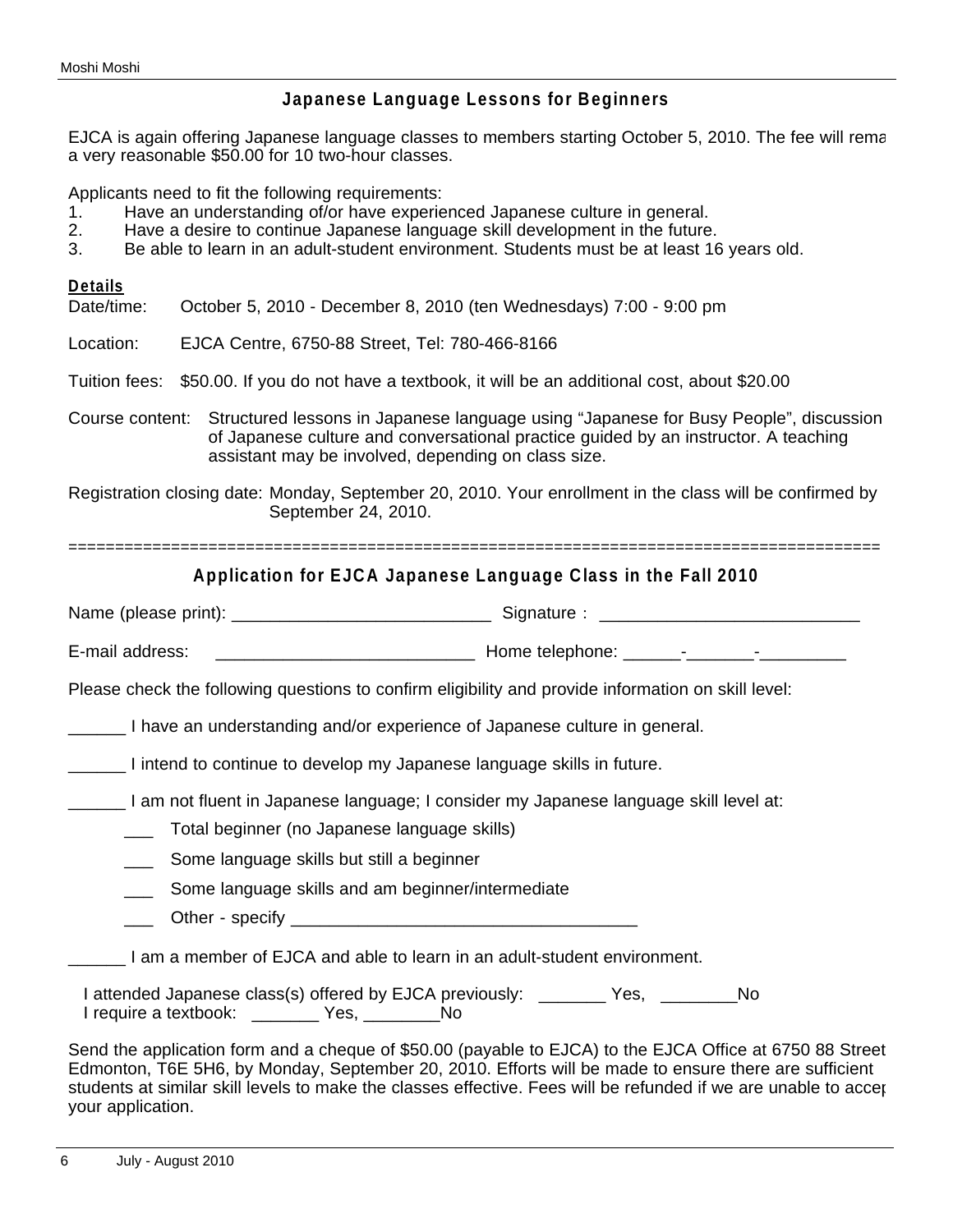## Japanese Language Lessons for Beginners

EJCA is again offering Japanese language classes to members starting October 5, 2010. The fee will rema a very reasonable $50.00 for 10 two-hour classes.

Applicants need to fit the following requirements:

1. Have an understanding of/or have experienced Japanese culture in general.
2. Have a desire to continue Japanese language skill development in the future.
3. Be able to learn in an adult-student environment. Students must be at least 16 years old.

**Details**

Date/time: October 5, 2010 - December 8, 2010 (ten Wednesdays) 7:00 - 9:00 pm

Location: EJCA Centre, 6750-88 Street, Tel: 780-466-8166

Tuition fees: $50.00. If you do not have a textbook, it will be an additional cost, about $20.00

Course content: Structured lessons in Japanese language using "Japanese for Busy People", discussion of Japanese culture and conversational practice guided by an instructor. A teaching assistant may be involved, depending on class size.

Registration closing date: Monday, September 20, 2010. Your enrollment in the class will be confirmed by September 24, 2010.

=====================================================================================

## Application for EJCA Japanese Language Class in the Fall 2010

Name (please print): ___________________________ Signature : ___________________________

E-mail address: ___________________________ Home telephone: ______-_______-_________

Please check the following questions to confirm eligibility and provide information on skill level:

______ I have an understanding and/or experience of Japanese culture in general.

______ I intend to continue to develop my Japanese language skills in future.

______ I am not fluent in Japanese language; I consider my Japanese language skill level at:

- ___ Total beginner (no Japanese language skills)
- ___ Some language skills but still a beginner
- ___ Some language skills and am beginner/intermediate
- ___ Other - specify ____________________________________

______ I am a member of EJCA and able to learn in an adult-student environment.

I attended Japanese class(s) offered by EJCA previously: _______ Yes, ________No
I require a textbook: _______ Yes, ________No

Send the application form and a cheque of $50.00 (payable to EJCA) to the EJCA Office at 6750 88 Street Edmonton, T6E 5H6, by Monday, September 20, 2010. Efforts will be made to ensure there are sufficient students at similar skill levels to make the classes effective. Fees will be refunded if we are unable to accep your application.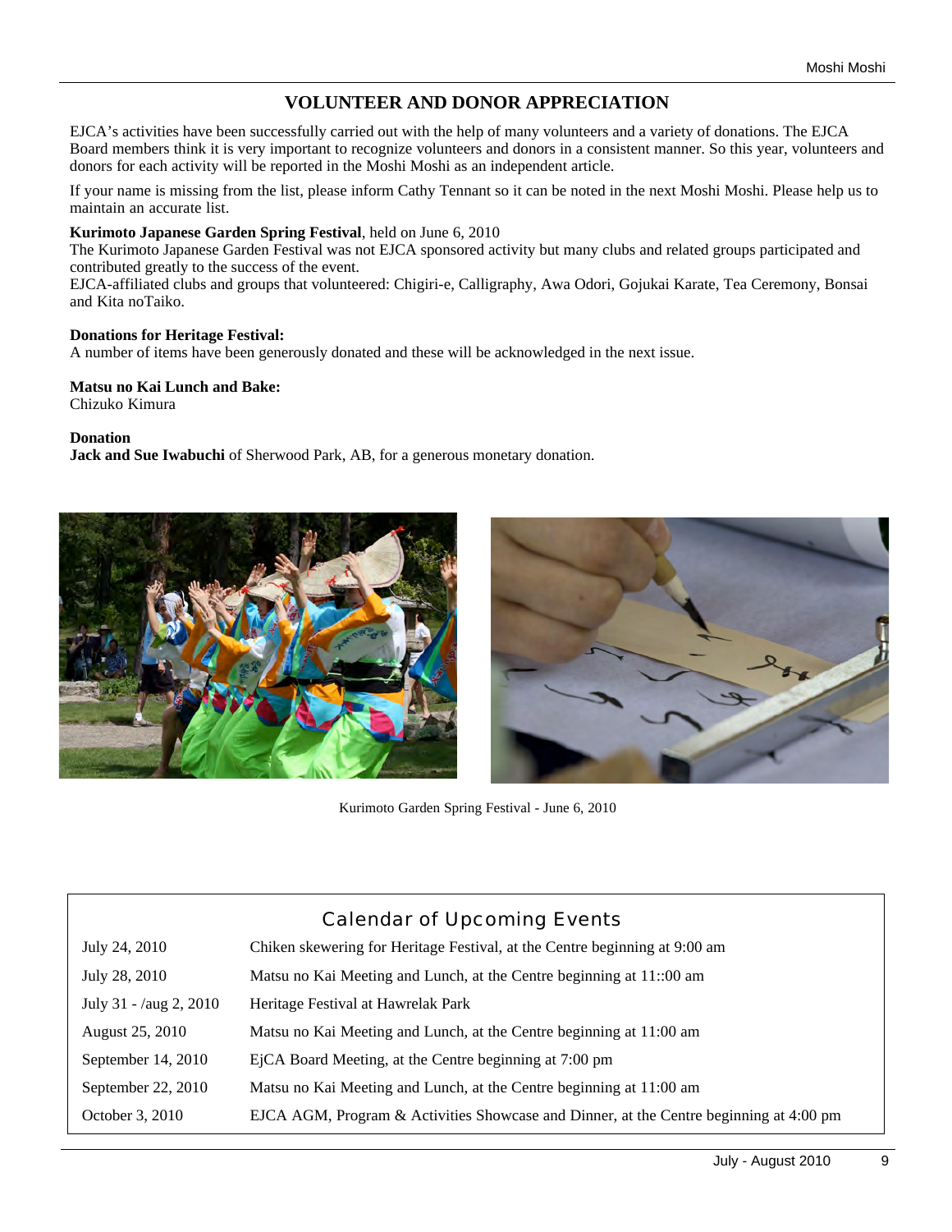## VOLUNTEER AND DONOR APPRECIATION

EJCA's activities have been successfully carried out with the help of many volunteers and a variety of donations. The EJCA Board members think it is very important to recognize volunteers and donors in a consistent manner. So this year, volunteers and donors for each activity will be reported in the Moshi Moshi as an independent article.

If your name is missing from the list, please inform Cathy Tennant so it can be noted in the next Moshi Moshi. Please help us to maintain an accurate list.

**Kurimoto Japanese Garden Spring Festival**, held on June 6, 2010
The Kurimoto Japanese Garden Festival was not EJCA sponsored activity but many clubs and related groups participated and contributed greatly to the success of the event.
EJCA-affiliated clubs and groups that volunteered: Chigiri-e, Calligraphy, Awa Odori, Gojukai Karate, Tea Ceremony, Bonsai and Kita noTaiko.

**Donations for Heritage Festival:**
A number of items have been generously donated and these will be acknowledged in the next issue.

**Matsu no Kai Lunch and Bake:**
Chizuko Kimura

**Donation**
**Jack and Sue Iwabuchi** of Sherwood Park, AB, for a generous monetary donation.

Kurimoto Garden Spring Festival - June 6, 2010

## Calendar of Upcoming Events

| | |
|---|---|
| July 24, 2010 | Chiken skewering for Heritage Festival, at the Centre beginning at 9:00 am |
| July 28, 2010 | Matsu no Kai Meeting and Lunch, at the Centre beginning at 11::00 am |
| July 31 - /aug 2, 2010 | Heritage Festival at Hawrelak Park |
| August 25, 2010 | Matsu no Kai Meeting and Lunch, at the Centre beginning at 11:00 am |
| September 14, 2010 | EjCA Board Meeting, at the Centre beginning at 7:00 pm |
| September 22, 2010 | Matsu no Kai Meeting and Lunch, at the Centre beginning at 11:00 am |
| October 3, 2010 | EJCA AGM, Program & Activities Showcase and Dinner, at the Centre beginning at 4:00 pm |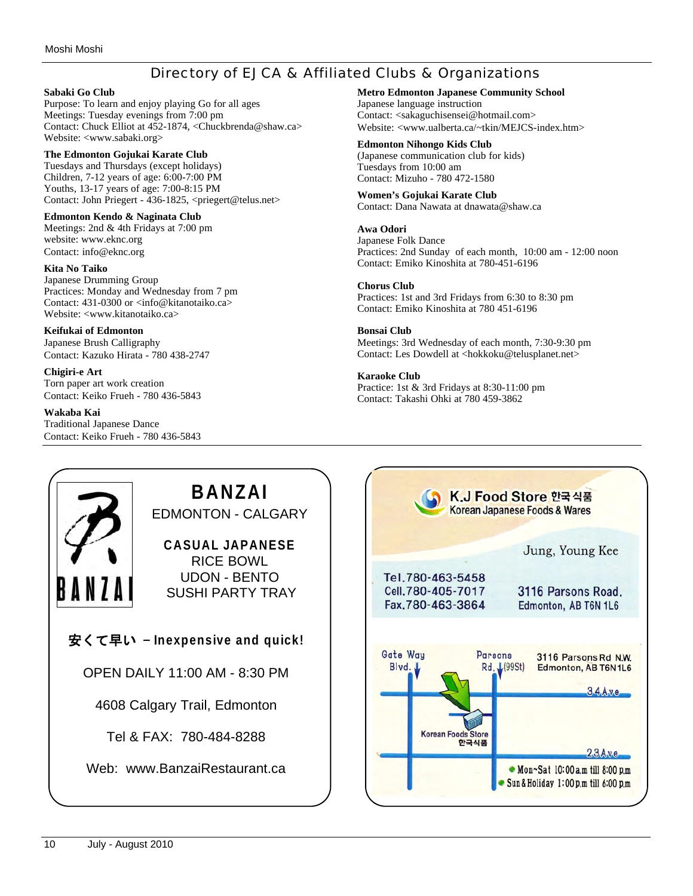## Directory of EJCA & Affiliated Clubs & Organizations

**Sabaki Go Club**
Purpose: To learn and enjoy playing Go for all ages
Meetings: Tuesday evenings from 7:00 pm
Contact: Chuck Elliot at 452-1874, <Chuckbrenda@shaw.ca>
Website: <www.sabaki.org>

**The Edmonton Gojukai Karate Club**
Tuesdays and Thursdays (except holidays)
Children, 7-12 years of age: 6:00-7:00 PM
Youths, 13-17 years of age: 7:00-8:15 PM
Contact: John Priegert - 436-1825, <priegert@telus.net>

**Edmonton Kendo & Naginata Club**
Meetings: 2nd & 4th Fridays at 7:00 pm
website: www.eknc.org
Contact: info@eknc.org

**Kita No Taiko**
Japanese Drumming Group
Practices: Monday and Wednesday from 7 pm
Contact: 431-0300 or <info@kitanotaiko.ca>
Website: <www.kitanotaiko.ca>

**Keifukai of Edmonton**
Japanese Brush Calligraphy
Contact: Kazuko Hirata - 780 438-2747

**Chigiri-e Art**
Torn paper art work creation
Contact: Keiko Frueh - 780 436-5843

**Wakaba Kai**
Traditional Japanese Dance
Contact: Keiko Frueh - 780 436-5843

**Metro Edmonton Japanese Community School**
Japanese language instruction
Contact: <sakaguchisensei@hotmail.com>
Website: <www.ualberta.ca/~tkin/MEJCS-index.htm>

**Edmonton Nihongo Kids Club**
(Japanese communication club for kids)
Tuesdays from 10:00 am
Contact: Mizuho - 780 472-1580

**Women's Gojukai Karate Club**
Contact: Dana Nawata at dnawata@shaw.ca

**Awa Odori**
Japanese Folk Dance
Practices: 2nd Sunday of each month, 10:00 am - 12:00 noon
Contact: Emiko Kinoshita at 780-451-6196

**Chorus Club**
Practices: 1st and 3rd Fridays from 6:30 to 8:30 pm
Contact: Emiko Kinoshita at 780 451-6196

**Bonsai Club**
Meetings: 3rd Wednesday of each month, 7:30-9:30 pm
Contact: Les Dowdell at <hokkoku@telusplanet.net>

**Karaoke Club**
Practice: 1st & 3rd Fridays at 8:30-11:00 pm
Contact: Takashi Ohki at 780 459-3862

---

**BANZAI**
EDMONTON - CALGARY

**CASUAL JAPANESE**
RICE BOWL
UDON - BENTO
SUSHI PARTY TRAY

安くて早い – **Inexpensive and quick!**

OPEN DAILY 11:00 AM - 8:30 PM

4608 Calgary Trail, Edmonton

Tel & FAX: 780-484-8288

Web: www.BanzaiRestaurant.ca

---

**K.J Food Store 한국식품**
Korean Japanese Foods & Wares

Jung, Young Kee

Tel. 780-463-5458
Cell. 780-405-7017
Fax. 780-463-3864

3116 Parsons Road.
Edmonton, AB T6N 1L6

Gate Way Blvd. | Parsons Rd. (99St) | 3116 Parsons Rd N.W. Edmonton, AB T6N1L6 | 34 Ave | 23 Ave | Korean Foods Store 한국식품

- Mon~Sat 10:00 a.m till 8:00 p.m
- Sun & Holiday 1:00 p.m till 6:00 p.m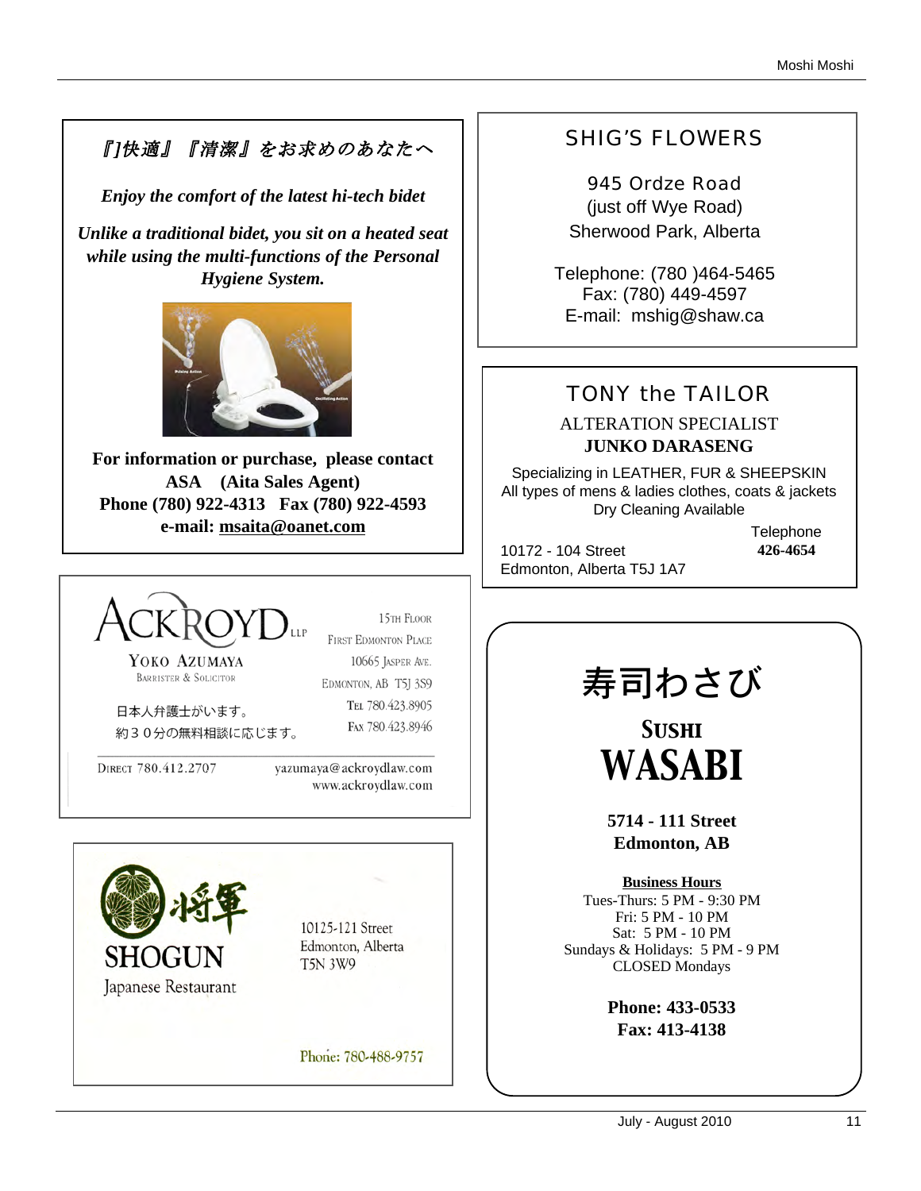『]快適』『清潔』をお求めのあなたへ

***Enjoy the comfort of the latest hi-tech bidet***

***Unlike a traditional bidet, you sit on a heated seat while using the multi-functions of the Personal Hygiene System.***

**For information or purchase, please contact**
**ASA (Aita Sales Agent)**
**Phone (780) 922-4313 Fax (780) 922-4593**
**e-mail: msaita@oanet.com**

---

## SHIG'S FLOWERS

945 Ordze Road
(just off Wye Road)
Sherwood Park, Alberta

Telephone: (780 )464-5465
Fax: (780) 449-4597
E-mail: mshig@shaw.ca

---

## TONY the TAILOR

ALTERATION SPECIALIST
**JUNKO DARASENG**

Specializing in LEATHER, FUR & SHEEPSKIN
All types of mens & ladies clothes, coats & jackets
Dry Cleaning Available

10172 - 104 Street
Edmonton, Alberta T5J 1A7

Telephone
**426-4654**

---

## ACKROYD LLP

YOKO AZUMAYA
BARRISTER & SOLICITOR

日本人弁護士がいます。
約３０分の無料相談に応じます。

15TH FLOOR
FIRST EDMONTON PLACE
10665 JASPER AVE.
EDMONTON, AB T5J 3S9
TEL 780.423.8905
FAX 780.423.8946

DIRECT 780.412.2707

yazumaya@ackroydlaw.com
www.ackroydlaw.com

---

## 将軍 SHOGUN

Japanese Restaurant

10125-121 Street
Edmonton, Alberta
T5N 3W9

Phone: 780-488-9757

---

## 寿司わさび

## SUSHI WASABI

**5714 - 111 Street**
**Edmonton, AB**

**Business Hours**
Tues-Thurs: 5 PM - 9:30 PM
Fri: 5 PM - 10 PM
Sat: 5 PM - 10 PM
Sundays & Holidays: 5 PM - 9 PM
CLOSED Mondays

**Phone: 433-0533**
**Fax: 413-4138**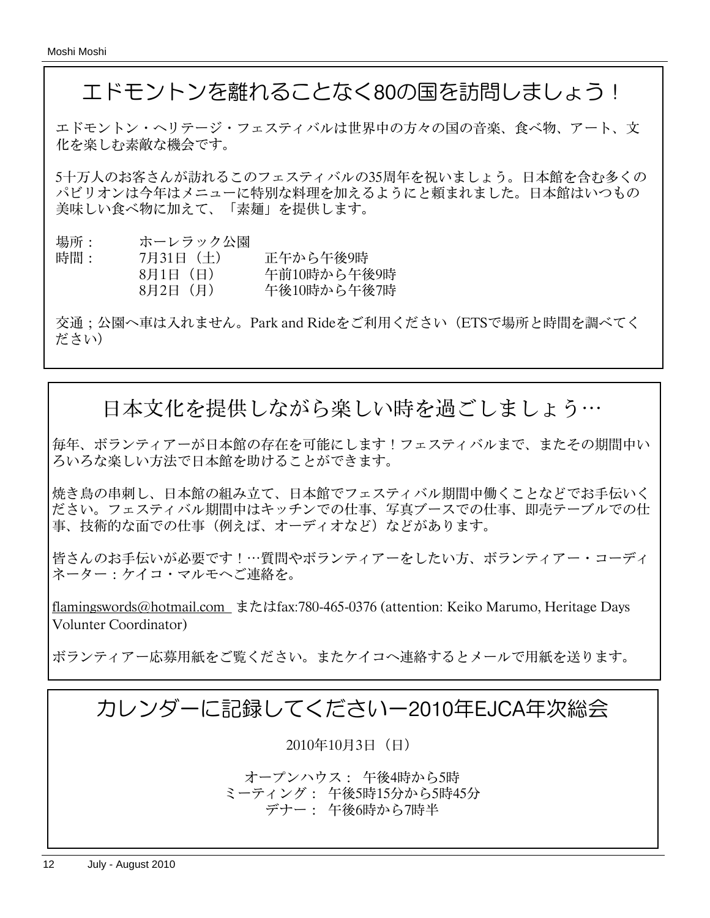## エドモントンを離れることなく80の国を訪問しましょう！

エドモントン・ヘリテージ・フェスティバルは世界中の方々の国の音楽、食べ物、アート、文化を楽しむ素敵な機会です。

5十万人のお客さんが訪れるこのフェスティバルの35周年を祝いましょう。日本館を含む多くのパビリオンは今年はメニューに特別な料理を加えるようにと頼まれました。日本館はいつもの美味しい食べ物に加えて、「素麺」を提供します。

| | | |
|---|---|---|
| 場所： | ホーレラック公園 | |
| 時間： | 7月31日（土） | 正午から午後9時 |
| | 8月1日（日） | 午前10時から午後9時 |
| | 8月2日（月） | 午後10時から午後7時 |

交通；公園へ車は入れません。Park and Rideをご利用ください（ETSで場所と時間を調べてください）

## 日本文化を提供しながら楽しい時を過ごしましょう…

毎年、ボランティアーが日本館の存在を可能にします！フェスティバルまで、またその期間中いろいろな楽しい方法で日本館を助けることができます。

焼き鳥の串刺し、日本館の組み立て、日本館でフェスティバル期間中働くことなどでお手伝いください。フェスティバル期間中はキッチンでの仕事、写真ブースでの仕事、即売テーブルでの仕事、技術的な面での仕事（例えば、オーディオなど）などがあります。

皆さんのお手伝いが必要です！…質問やボランティアーをしたい方、ボランティアー・コーディネーター：ケイコ・マルモへご連絡を。

flamingswords@hotmail.com またはfax:780-465-0376 (attention: Keiko Marumo, Heritage Days Volunter Coordinator)

ボランティアー応募用紙をご覧ください。またケイコへ連絡するとメールで用紙を送ります。

## カレンダーに記録してくださいー2010年EJCA年次総会

2010年10月3日（日）

オープンハウス： 午後4時から5時
ミーティング： 午後5時15分から5時45分
デナー： 午後6時から7時半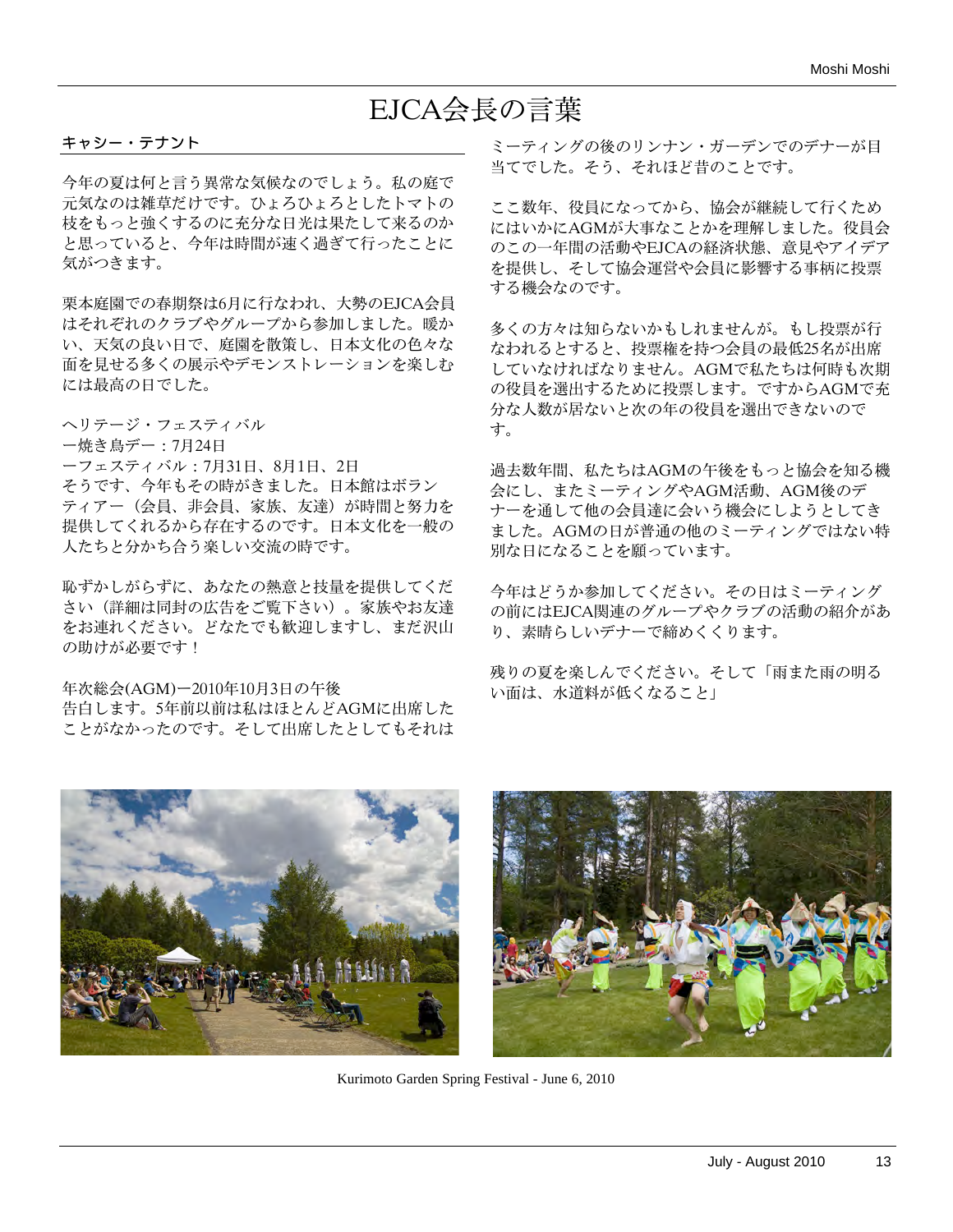# EJCA会長の言葉

**キャシー・テナント**

今年の夏は何と言う異常な気候なのでしょう。私の庭で元気なのは雑草だけです。ひょろひょろとしたトマトの枝をもっと強くするのに充分な日光は果たして来るのかと思っていると、今年は時間が速く過ぎて行ったことに気がつきます。

栗本庭園での春期祭は6月に行なわれ、大勢のEJCA会員はそれぞれのクラブやグループから参加しました。暖かい、天気の良い日で、庭園を散策し、日本文化の色々な面を見せる多くの展示やデモンストレーションを楽しむには最高の日でした。

ヘリテージ・フェスティバル
ー焼き鳥デー：7月24日
ーフェスティバル：7月31日、8月1日、2日
そうです、今年もその時がきました。日本館はボランティアー（会員、非会員、家族、友達）が時間と努力を提供してくれるから存在するのです。日本文化を一般の人たちと分かち合う楽しい交流の時です。

恥ずかしがらずに、あなたの熱意と技量を提供してください（詳細は同封の広告をご覧下さい）。家族やお友達をお連れください。どなたでも歓迎しますし、まだ沢山の助けが必要です！

年次総会(AGM)ー2010年10月3日の午後
告白します。5年前以前は私はほとんどAGMに出席したことがなかったのです。そして出席したとしてもそれはミーティングの後のリンナン・ガーデンでのデナーが目当てでした。そう、それほど昔のことです。

ここ数年、役員になってから、協会が継続して行くためにはいかにAGMが大事なことかを理解しました。役員会のこの一年間の活動やEJCAの経済状態、意見やアイデアを提供し、そして協会運営や会員に影響する事柄に投票する機会なのです。

多くの方々は知らないかもしれませんが。もし投票が行なわれるとすると、投票権を持つ会員の最低25名が出席していなければなりません。AGMで私たちは何時も次期の役員を選出するために投票します。ですからAGMで充分な人数が居ないと次の年の役員を選出できないのです。

過去数年間、私たちはAGMの午後をもっと協会を知る機会にし、またミーティングやAGM活動、AGM後のデナーを通して他の会員達に会いう機会にしようとしてきました。AGMの日が普通の他のミーティングではない特別な日になることを願っています。

今年はどうか参加してください。その日はミーティングの前にはEJCA関連のグループやクラブの活動の紹介があり、素晴らしいデナーで締めくくります。

残りの夏を楽しんでください。そして「雨また雨の明るい面は、水道料が低くなること」

Kurimoto Garden Spring Festival - June 6, 2010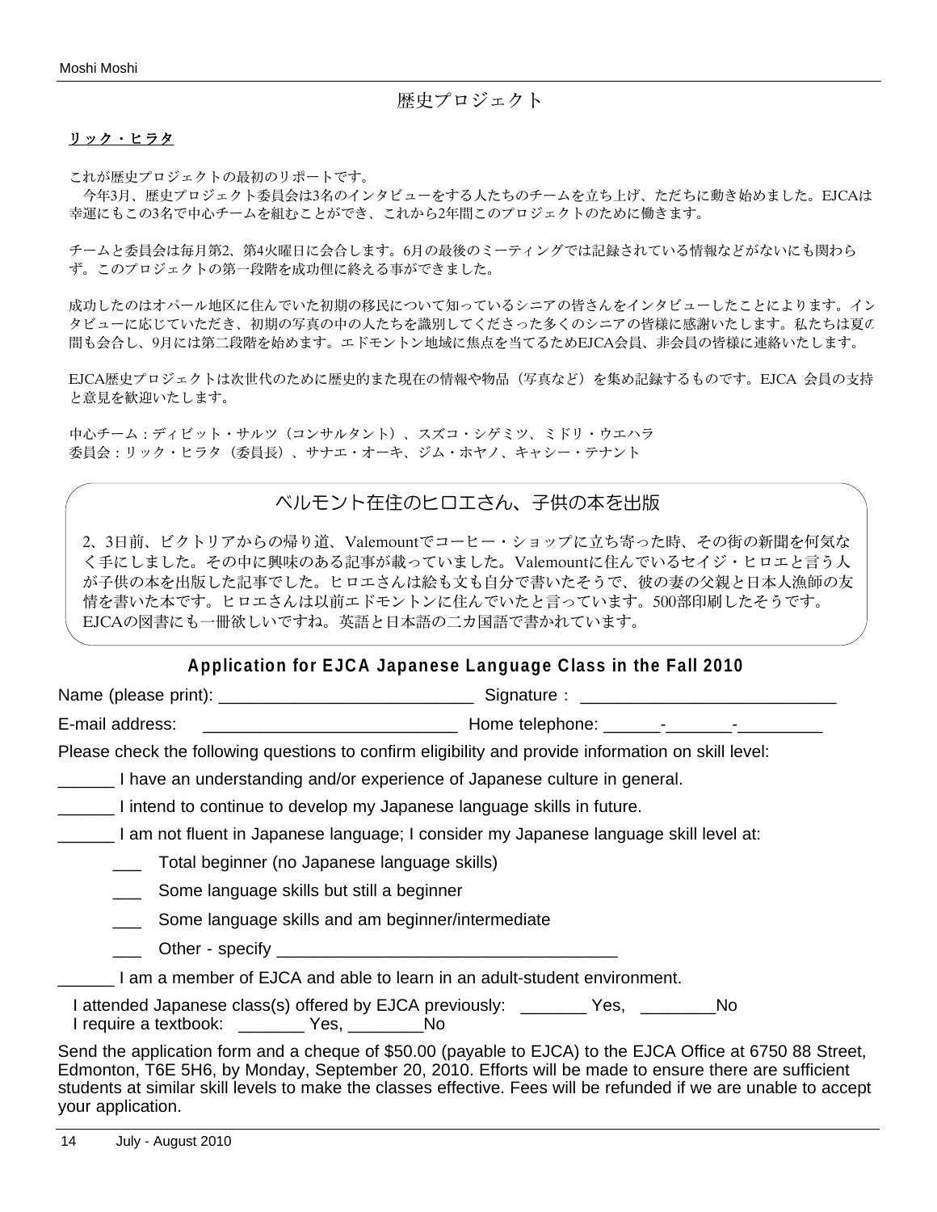## 歴史プロジェクト

**リック・ヒラタ**

これが歴史プロジェクトの最初のリポートです。

今年3月、歴史プロジェクト委員会は3名のインタビューをする人たちのチームを立ち上げ、ただちに動き始めました。EJCAは幸運にもこの3名で中心チームを組むことができ、これから2年間このプロジェクトのために働きます。

チームと委員会は毎月第2、第4火曜日に会合します。6月の最後のミーティングでは記録されている情報などがないにも関わらず。このプロジェクトの第一段階を成功俚に終える事ができました。

成功したのはオパール地区に住んでいた初期の移民について知っているシニアの皆さんをインタビューしたことによります。インタビューに応じていただき、初期の写真の中の人たちを識別してくださった多くのシニアの皆様に感謝いたします。私たちは夏の間も会合し、9月には第二段階を始めます。エドモントン地域に焦点を当てるためEJCA会員、非会員の皆様に連絡いたします。

EJCA歴史プロジェクトは次世代のために歴史的また現在の情報や物品（写真など）を集め記録するものです。EJCA 会員の支持と意見を歓迎いたします。

中心チーム：ディビット・サルツ（コンサルタント）、スズコ・シゲミツ、ミドリ・ウエハラ
委員会：リック・ヒラタ（委員長）、サナエ・オーキ、ジム・ホヤノ、キャシー・テナント

## ベルモント在住のヒロエさん、子供の本を出版

2、3日前、ビクトリアからの帰り道、Valemountでコーヒー・ショップに立ち寄った時、その街の新聞を何気なく手にしました。その中に興味のある記事が載っていました。Valemountに住んでいるセイジ・ヒロエと言う人が子供の本を出版した記事でした。ヒロエさんは絵も文も自分で書いたそうで、彼の妻の父親と日本人漁師の友情を書いた本です。ヒロエさんは以前エドモントンに住んでいたと言っています。500部印刷したそうです。EJCAの図書にも一冊欲しいですね。英語と日本語の二カ国語で書かれています。

## Application for EJCA Japanese Language Class in the Fall 2010

Name (please print): ___________________________ Signature： ___________________________

E-mail address: ___________________________ Home telephone: ______-_______-_________

Please check the following questions to confirm eligibility and provide information on skill level:

______ I have an understanding and/or experience of Japanese culture in general.

______ I intend to continue to develop my Japanese language skills in future.

______ I am not fluent in Japanese language; I consider my Japanese language skill level at:

- ___ Total beginner (no Japanese language skills)
- ___ Some language skills but still a beginner
- ___ Some language skills and am beginner/intermediate
- ___ Other - specify ___________________________________

______ I am a member of EJCA and able to learn in an adult-student environment.

I attended Japanese class(s) offered by EJCA previously: _______ Yes, ________No
I require a textbook: _______ Yes, ________No

Send the application form and a cheque of $50.00 (payable to EJCA) to the EJCA Office at 6750 88 Street, Edmonton, T6E 5H6, by Monday, September 20, 2010. Efforts will be made to ensure there are sufficient students at similar skill levels to make the classes effective. Fees will be refunded if we are unable to accept your application.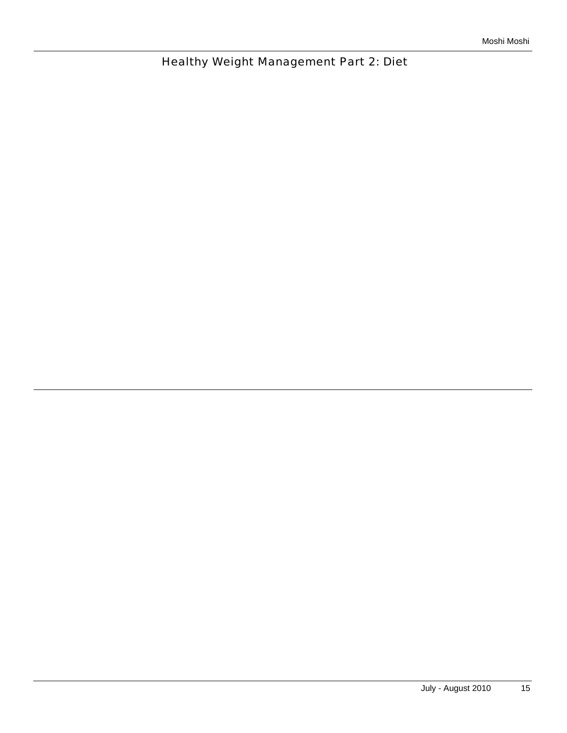# Healthy Weight Management Part 2: Diet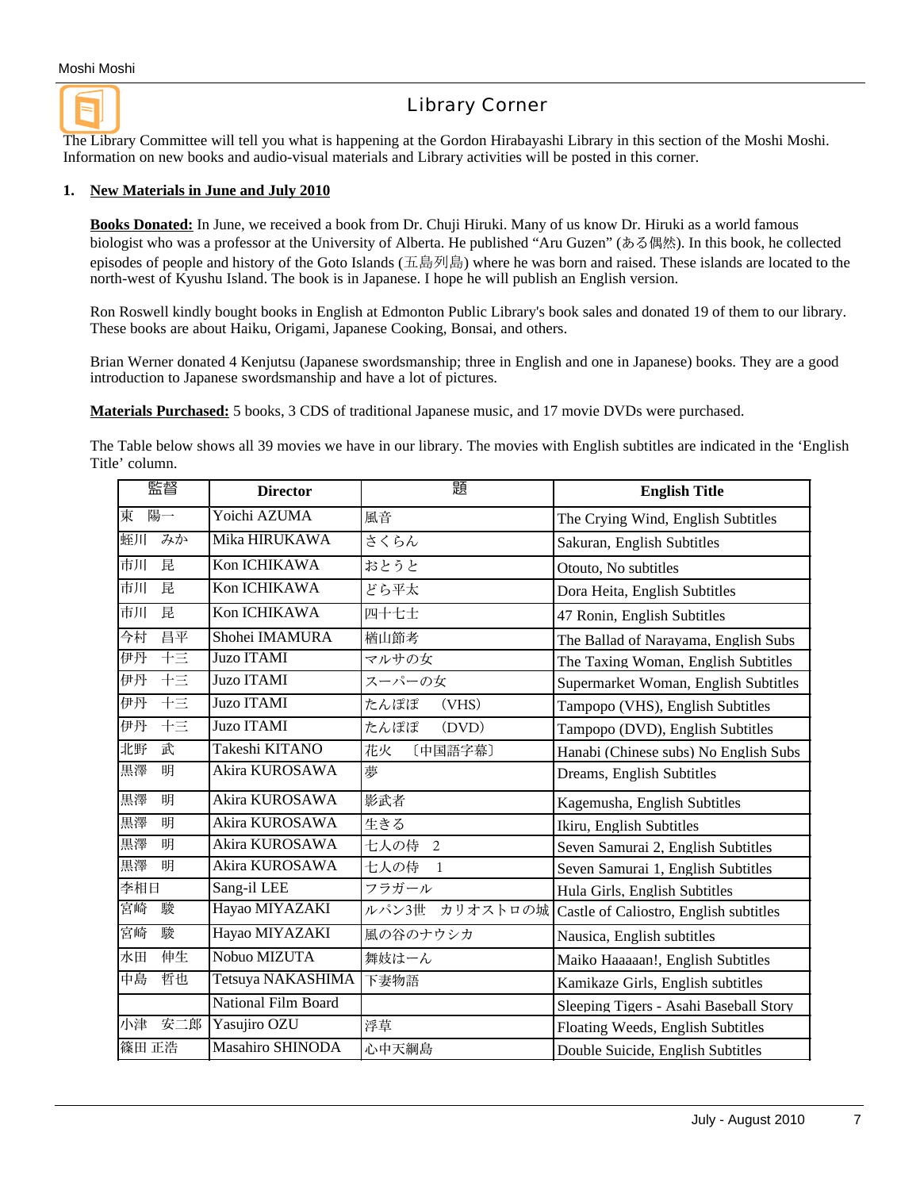## Library Corner

The Library Committee will tell you what is happening at the Gordon Hirabayashi Library in this section of the Moshi Moshi. Information on new books and audio-visual materials and Library activities will be posted in this corner.

### 1. New Materials in June and July 2010

**Books Donated:** In June, we received a book from Dr. Chuji Hiruki. Many of us know Dr. Hiruki as a world famous biologist who was a professor at the University of Alberta. He published "Aru Guzen" (ある偶然). In this book, he collected episodes of people and history of the Goto Islands (五島列島) where he was born and raised. These islands are located to the north-west of Kyushu Island. The book is in Japanese. I hope he will publish an English version.

Ron Roswell kindly bought books in English at Edmonton Public Library's book sales and donated 19 of them to our library. These books are about Haiku, Origami, Japanese Cooking, Bonsai, and others.

Brian Werner donated 4 Kenjutsu (Japanese swordsmanship; three in English and one in Japanese) books. They are a good introduction to Japanese swordsmanship and have a lot of pictures.

**Materials Purchased:** 5 books, 3 CDS of traditional Japanese music, and 17 movie DVDs were purchased.

The Table below shows all 39 movies we have in our library. The movies with English subtitles are indicated in the 'English Title' column.

| 監督 | Director | 題 | English Title |
|---|---|---|---|
| 東　陽一 | Yoichi AZUMA | 風音 | The Crying Wind, English Subtitles |
| 蛭川　みか | Mika HIRUKAWA | さくらん | Sakuran, English Subtitles |
| 市川　昆 | Kon ICHIKAWA | おとうと | Otouto, No subtitles |
| 市川　昆 | Kon ICHIKAWA | どら平太 | Dora Heita, English Subtitles |
| 市川　昆 | Kon ICHIKAWA | 四十七士 | 47 Ronin, English Subtitles |
| 今村　昌平 | Shohei IMAMURA | 楢山節考 | The Ballad of Narayama, English Subs |
| 伊丹　十三 | Juzo ITAMI | マルサの女 | The Taxing Woman, English Subtitles |
| 伊丹　十三 | Juzo ITAMI | スーパーの女 | Supermarket Woman, English Subtitles |
| 伊丹　十三 | Juzo ITAMI | たんぽぽ　(VHS) | Tampopo (VHS), English Subtitles |
| 伊丹　十三 | Juzo ITAMI | たんぽぽ　(DVD) | Tampopo (DVD), English Subtitles |
| 北野　武 | Takeshi KITANO | 花火　〔中国語字幕〕 | Hanabi (Chinese subs) No English Subs |
| 黒澤　明 | Akira KUROSAWA | 夢 | Dreams, English Subtitles |
| 黒澤　明 | Akira KUROSAWA | 影武者 | Kagemusha, English Subtitles |
| 黒澤　明 | Akira KUROSAWA | 生きる | Ikiru, English Subtitles |
| 黒澤　明 | Akira KUROSAWA | 七人の侍　2 | Seven Samurai 2, English Subtitles |
| 黒澤　明 | Akira KUROSAWA | 七人の侍　1 | Seven Samurai 1, English Subtitles |
| 李相日 | Sang-il LEE | フラガール | Hula Girls, English Subtitles |
| 宮崎　駿 | Hayao MIYAZAKI | ルパン3世　カリオストロの城 | Castle of Caliostro, English subtitles |
| 宮崎　駿 | Hayao MIYAZAKI | 風の谷のナウシカ | Nausica, English subtitles |
| 水田　伸生 | Nobuo MIZUTA | 舞妓はーん | Maiko Haaaaan!, English Subtitles |
| 中島　哲也 | Tetsuya NAKASHIMA | 下妻物語 | Kamikaze Girls, English subtitles |
| | National Film Board | | Sleeping Tigers - Asahi Baseball Story |
| 小津　安二郎 | Yasujiro OZU | 浮草 | Floating Weeds, English Subtitles |
| 篠田 正浩 | Masahiro SHINODA | 心中天網島 | Double Suicide, English Subtitles |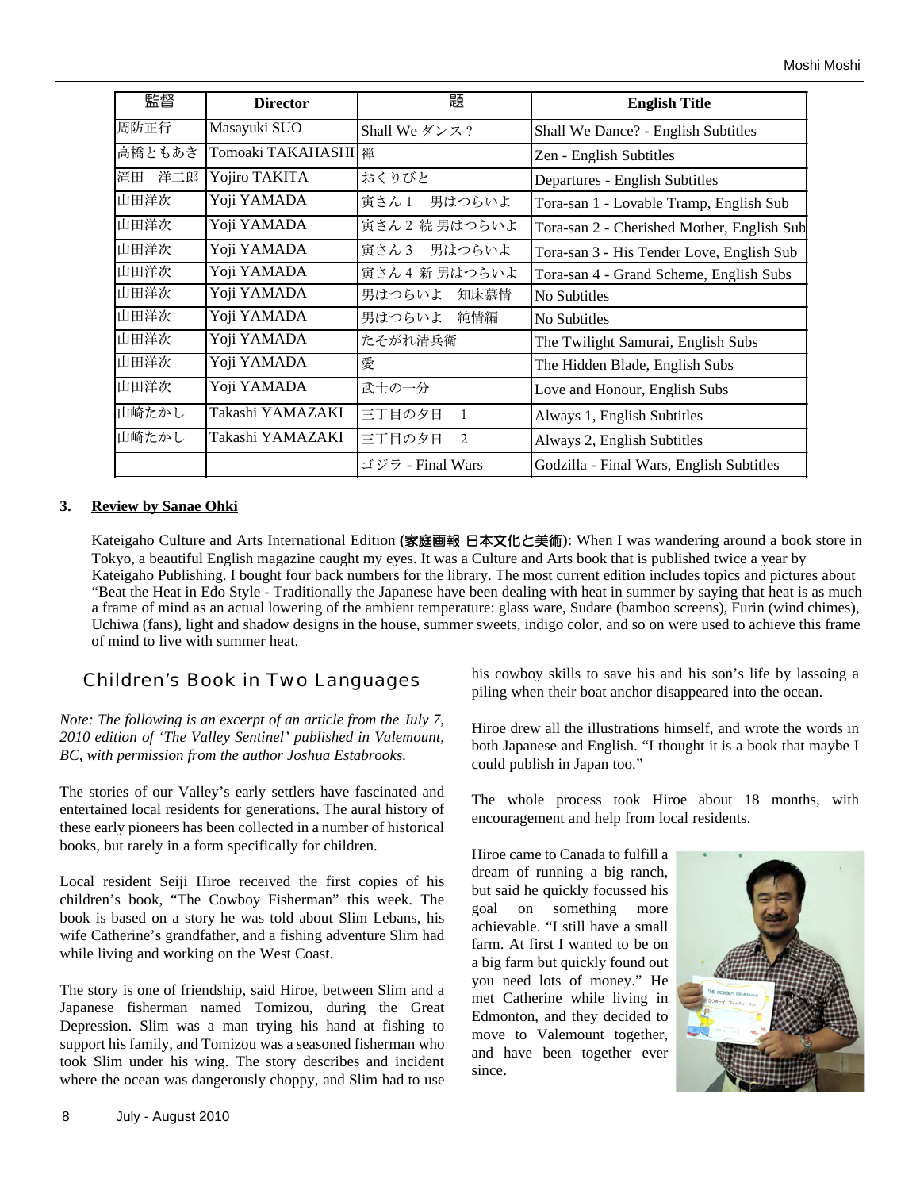| 監督 | Director | 題 | English Title |
| --- | --- | --- | --- |
| 周防正行 | Masayuki SUO | Shall We ダンス？ | Shall We Dance? - English Subtitles |
| 高橋ともあき | Tomoaki TAKAHASHI | 禅 | Zen - English Subtitles |
| 滝田　洋二郎 | Yojiro TAKITA | おくりびと | Departures - English Subtitles |
| 山田洋次 | Yoji YAMADA | 寅さん 1　男はつらいよ | Tora-san 1 - Lovable Tramp, English Sub |
| 山田洋次 | Yoji YAMADA | 寅さん 2 続 男はつらいよ | Tora-san 2 - Cherished Mother, English Sub |
| 山田洋次 | Yoji YAMADA | 寅さん 3　男はつらいよ | Tora-san 3 - His Tender Love, English Sub |
| 山田洋次 | Yoji YAMADA | 寅さん 4 新 男はつらいよ | Tora-san 4 - Grand Scheme, English Subs |
| 山田洋次 | Yoji YAMADA | 男はつらいよ　知床慕情 | No Subtitles |
| 山田洋次 | Yoji YAMADA | 男はつらいよ　純情編 | No Subtitles |
| 山田洋次 | Yoji YAMADA | たそがれ清兵衛 | The Twilight Samurai, English Subs |
| 山田洋次 | Yoji YAMADA | 愛 | The Hidden Blade, English Subs |
| 山田洋次 | Yoji YAMADA | 武士の一分 | Love and Honour, English Subs |
| 山崎たかし | Takashi YAMAZAKI | 三丁目の夕日　1 | Always 1, English Subtitles |
| 山崎たかし | Takashi YAMAZAKI | 三丁目の夕日　2 | Always 2, English Subtitles |
| | | ゴジラ - Final Wars | Godzilla - Final Wars, English Subtitles |

**3. Review by Sanae Ohki**

Kateigaho Culture and Arts International Edition **(家庭画報 日本文化と美術)**: When I was wandering around a book store in Tokyo, a beautiful English magazine caught my eyes. It was a Culture and Arts book that is published twice a year by Kateigaho Publishing. I bought four back numbers for the library. The most current edition includes topics and pictures about "Beat the Heat in Edo Style - Traditionally the Japanese have been dealing with heat in summer by saying that heat is as much a frame of mind as an actual lowering of the ambient temperature: glass ware, Sudare (bamboo screens), Furin (wind chimes), Uchiwa (fans), light and shadow designs in the house, summer sweets, indigo color, and so on were used to achieve this frame of mind to live with summer heat.

## Children's Book in Two Languages

*Note: The following is an excerpt of an article from the July 7, 2010 edition of 'The Valley Sentinel' published in Valemount, BC, with permission from the author Joshua Estabrooks.*

The stories of our Valley's early settlers have fascinated and entertained local residents for generations. The aural history of these early pioneers has been collected in a number of historical books, but rarely in a form specifically for children.

Local resident Seiji Hiroe received the first copies of his children's book, "The Cowboy Fisherman" this week. The book is based on a story he was told about Slim Lebans, his wife Catherine's grandfather, and a fishing adventure Slim had while living and working on the West Coast.

The story is one of friendship, said Hiroe, between Slim and a Japanese fisherman named Tomizou, during the Great Depression. Slim was a man trying his hand at fishing to support his family, and Tomizou was a seasoned fisherman who took Slim under his wing. The story describes and incident where the ocean was dangerously choppy, and Slim had to use his cowboy skills to save his and his son's life by lassoing a piling when their boat anchor disappeared into the ocean.

Hiroe drew all the illustrations himself, and wrote the words in both Japanese and English. "I thought it is a book that maybe I could publish in Japan too."

The whole process took Hiroe about 18 months, with encouragement and help from local residents.

Hiroe came to Canada to fulfill a dream of running a big ranch, but said he quickly focussed his goal on something more achievable. "I still have a small farm. At first I wanted to be on a big farm but quickly found out you need lots of money." He met Catherine while living in Edmonton, and they decided to move to Valemount together, and have been together ever since.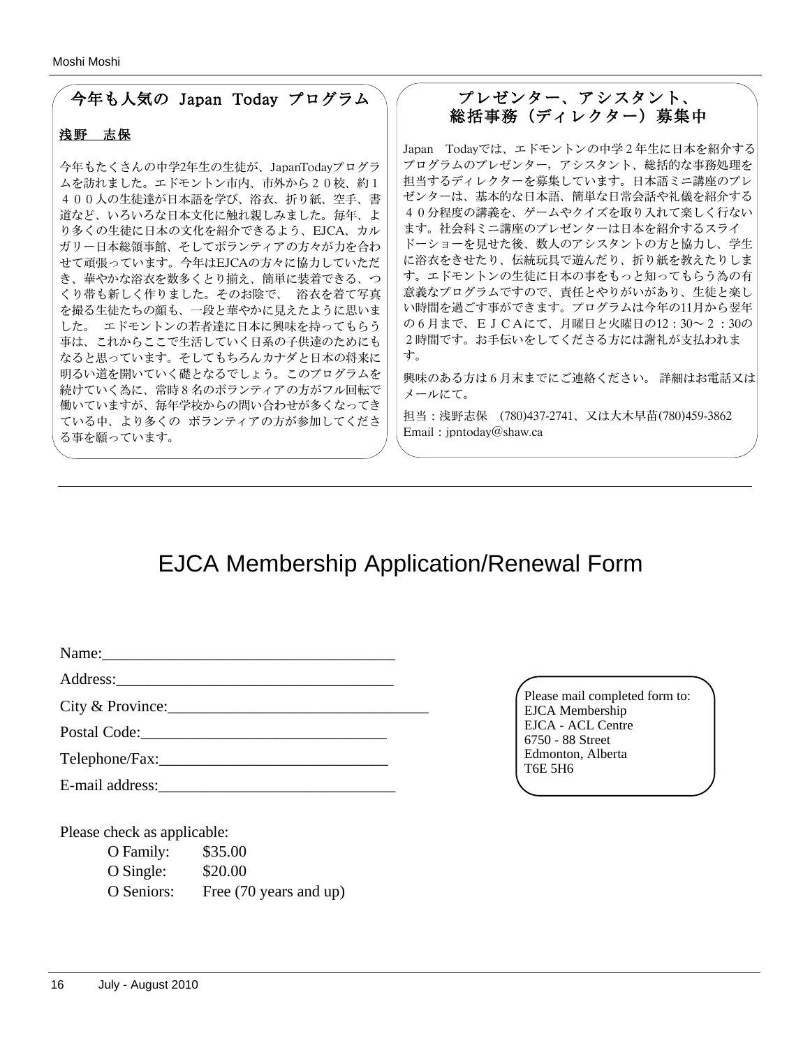## 今年も人気の Japan Today プログラム

**浅野　志保**

今年もたくさんの中学2年生の生徒が、JapanTodayプログラムを訪れました。エドモントン市内、市外から２０校、約１４００人の生徒達が日本語を学び、浴衣、折り紙、空手、書道など、いろいろな日本文化に触れ親しみました。毎年、より多くの生徒に日本の文化を紹介できるよう、EJCA、カルガリー日本総領事館、そしてボランティアの方々が力を合わせて頑張っています。今年はEJCAの方々に協力していただき、華やかな浴衣を数多くとり揃え、簡単に装着できる、つくり帯も新しく作りました。そのお陰で、　浴衣を着て写真を撮る生徒たちの顔も、一段と華やかに見えたように思いました。　エドモントンの若者達に日本に興味を持ってもらう事は、これからここで生活していく日系の子供達のためにもなると思っています。そしてもちろんカナダと日本の将来に明るい道を開いていく礎となるでしょう。このプログラムを続けていく為に、常時８名のボランティアの方がフル回転で働いていますが、毎年学校からの問い合わせが多くなってきている中、より多くの　ボランティアの方が参加してくださる事を願っています。

## プレゼンター、アシスタント、総括事務（ディレクター）募集中

Japan　Todayでは、エドモントンの中学２年生に日本を紹介するプログラムのプレゼンター，アシスタント、総括的な事務処理を担当するディレクターを募集しています。日本語ミニ講座のプレゼンターは、基本的な日本語、簡単な日常会話や礼儀を紹介する４０分程度の講義を、ゲームやクイズを取り入れて楽しく行ないます。社会科ミニ講座のプレゼンターは日本を紹介するスライドーショーを見せた後、数人のアシスタントの方と協力し、学生に浴衣をきせたり、伝統玩具で遊んだり、折り紙を教えたりします。エドモントンの生徒に日本の事をもっと知ってもらう為の有意義なプログラムですので、責任とやりがいがあり、生徒と楽しい時間を過ごす事ができます。プログラムは今年の11月から翌年の６月まで、ＥＪＣＡにて、月曜日と火曜日の12：30～２：30の２時間です。お手伝いをしてくださる方には謝礼が支払われます。

興味のある方は６月末までにご連絡ください。 詳細はお電話又はメールにて。

担当：浅野志保　(780)437-2741、又は大木早苗(780)459-3862
Email：jpntoday@shaw.ca

# EJCA Membership Application/Renewal Form

Name:____________________________________

Address:__________________________________

City & Province:________________________________

Postal Code:______________________________

Telephone/Fax:_____________________________

E-mail address:_____________________________

Please mail completed form to:
EJCA Membership
EJCA - ACL Centre
6750 - 88 Street
Edmonton, Alberta
T6E 5H6

Please check as applicable:

- O Family: $35.00
- O Single: $20.00
- O Seniors: Free (70 years and up)